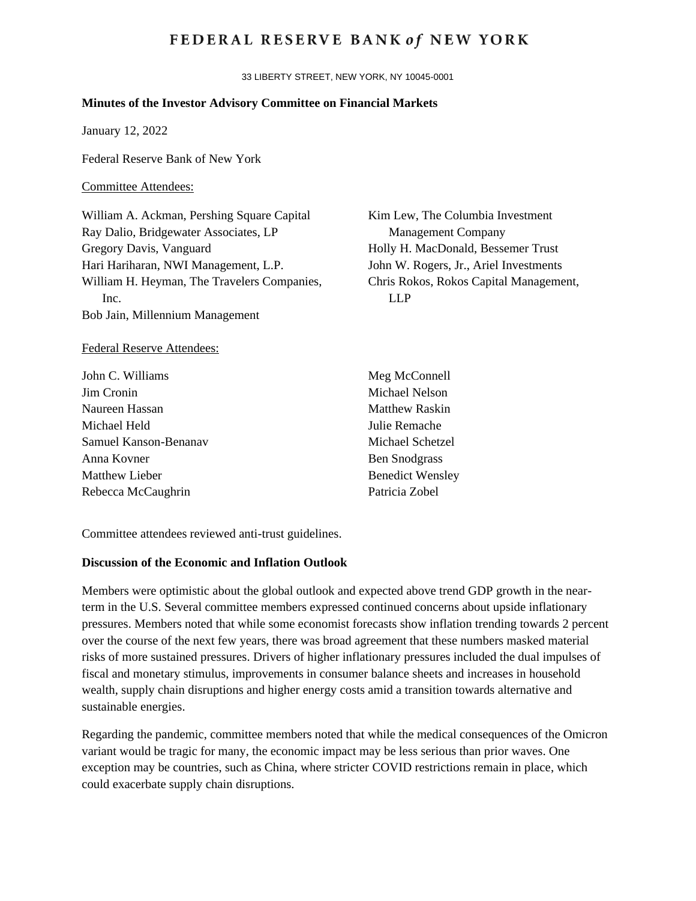# FEDERAL RESERVE BANK *of* NEW YORK

33 LIBERTY STREET, NEW YORK, NY 10045-0001

**Minutes of the Investor Advisory Committee on Financial Markets**

January 12, 2022

Federal Reserve Bank of New York

Committee Attendees:

William A. Ackman, Pershing Square Capital
Ray Dalio, Bridgewater Associates, LP
Gregory Davis, Vanguard
Hari Hariharan, NWI Management, L.P.
William H. Heyman, The Travelers Companies, Inc.
Bob Jain, Millennium Management
Kim Lew, The Columbia Investment Management Company
Holly H. MacDonald, Bessemer Trust
John W. Rogers, Jr., Ariel Investments
Chris Rokos, Rokos Capital Management, LLP

Federal Reserve Attendees:

John C. Williams
Jim Cronin
Naureen Hassan
Michael Held
Samuel Kanson-Benanav
Anna Kovner
Matthew Lieber
Rebecca McCaughrin
Meg McConnell
Michael Nelson
Matthew Raskin
Julie Remache
Michael Schetzel
Ben Snodgrass
Benedict Wensley
Patricia Zobel

Committee attendees reviewed anti-trust guidelines.

**Discussion of the Economic and Inflation Outlook**

Members were optimistic about the global outlook and expected above trend GDP growth in the near-term in the U.S. Several committee members expressed continued concerns about upside inflationary pressures. Members noted that while some economist forecasts show inflation trending towards 2 percent over the course of the next few years, there was broad agreement that these numbers masked material risks of more sustained pressures. Drivers of higher inflationary pressures included the dual impulses of fiscal and monetary stimulus, improvements in consumer balance sheets and increases in household wealth, supply chain disruptions and higher energy costs amid a transition towards alternative and sustainable energies.

Regarding the pandemic, committee members noted that while the medical consequences of the Omicron variant would be tragic for many, the economic impact may be less serious than prior waves. One exception may be countries, such as China, where stricter COVID restrictions remain in place, which could exacerbate supply chain disruptions.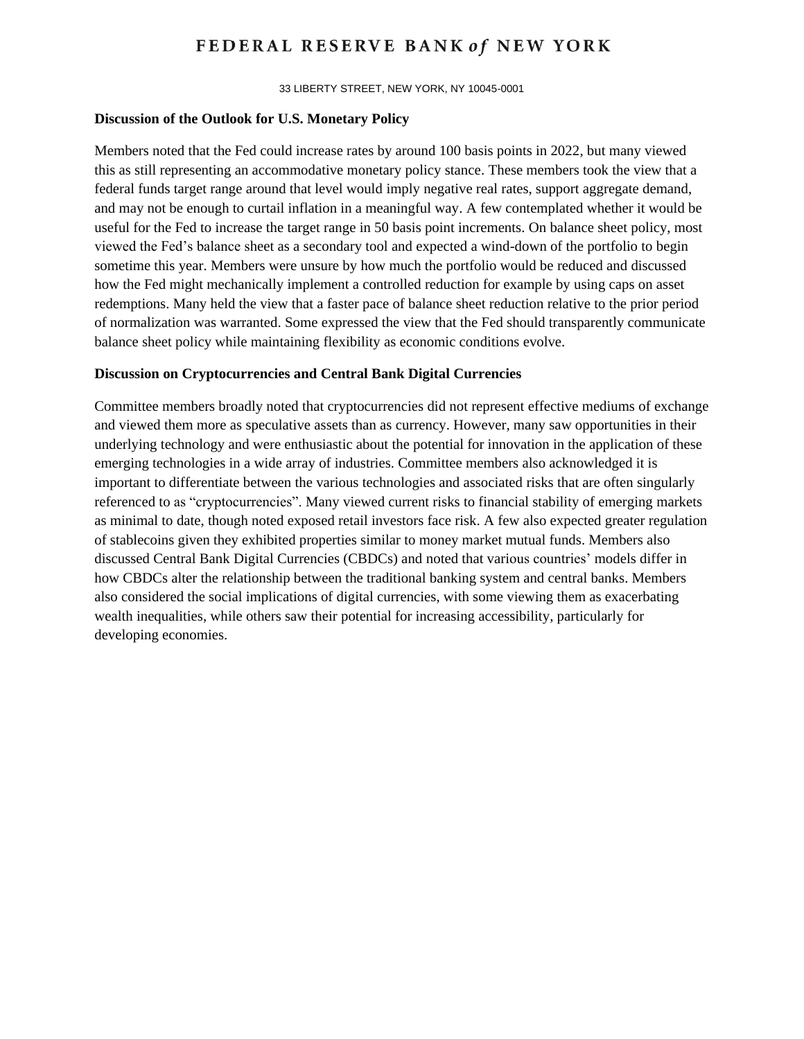# FEDERAL RESERVE BANK *of* NEW YORK

33 LIBERTY STREET, NEW YORK, NY 10045-0001

**Discussion of the Outlook for U.S. Monetary Policy**

Members noted that the Fed could increase rates by around 100 basis points in 2022, but many viewed this as still representing an accommodative monetary policy stance. These members took the view that a federal funds target range around that level would imply negative real rates, support aggregate demand, and may not be enough to curtail inflation in a meaningful way. A few contemplated whether it would be useful for the Fed to increase the target range in 50 basis point increments. On balance sheet policy, most viewed the Fed's balance sheet as a secondary tool and expected a wind-down of the portfolio to begin sometime this year. Members were unsure by how much the portfolio would be reduced and discussed how the Fed might mechanically implement a controlled reduction for example by using caps on asset redemptions. Many held the view that a faster pace of balance sheet reduction relative to the prior period of normalization was warranted. Some expressed the view that the Fed should transparently communicate balance sheet policy while maintaining flexibility as economic conditions evolve.

**Discussion on Cryptocurrencies and Central Bank Digital Currencies**

Committee members broadly noted that cryptocurrencies did not represent effective mediums of exchange and viewed them more as speculative assets than as currency. However, many saw opportunities in their underlying technology and were enthusiastic about the potential for innovation in the application of these emerging technologies in a wide array of industries. Committee members also acknowledged it is important to differentiate between the various technologies and associated risks that are often singularly referenced to as "cryptocurrencies". Many viewed current risks to financial stability of emerging markets as minimal to date, though noted exposed retail investors face risk. A few also expected greater regulation of stablecoins given they exhibited properties similar to money market mutual funds. Members also discussed Central Bank Digital Currencies (CBDCs) and noted that various countries' models differ in how CBDCs alter the relationship between the traditional banking system and central banks. Members also considered the social implications of digital currencies, with some viewing them as exacerbating wealth inequalities, while others saw their potential for increasing accessibility, particularly for developing economies.